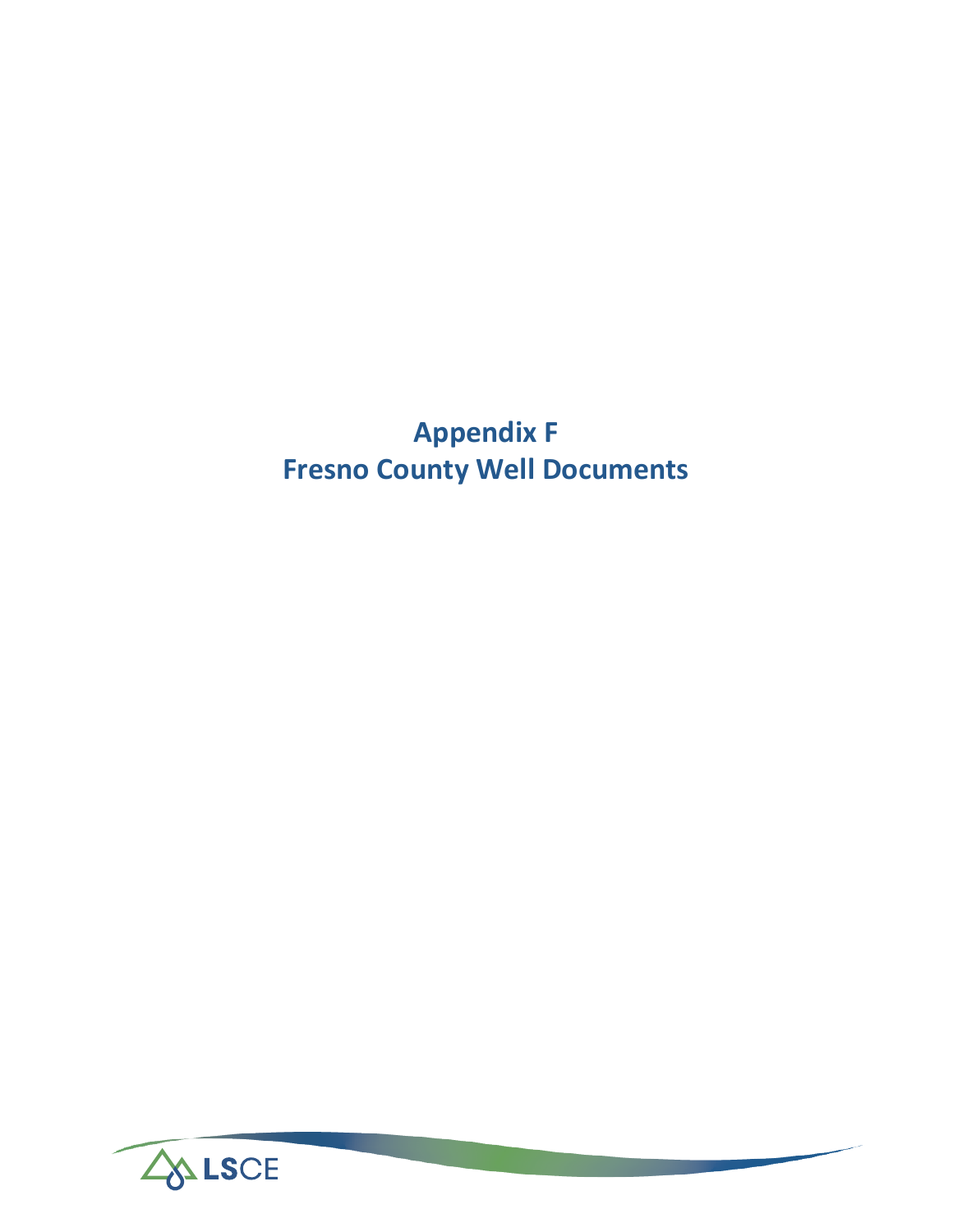# Appendix F
# Fresno County Well Documents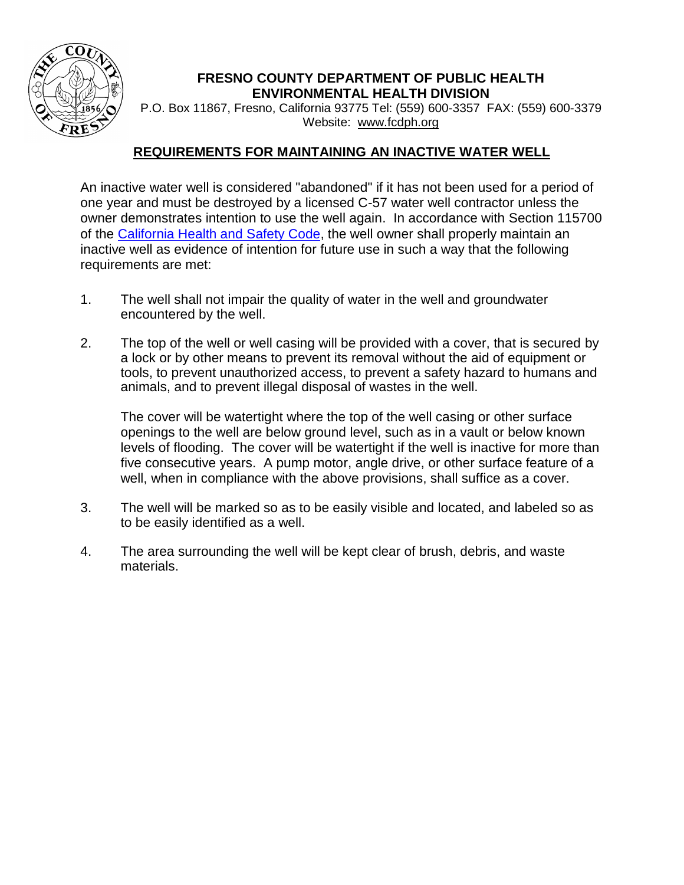**FRESNO COUNTY DEPARTMENT OF PUBLIC HEALTH**
**ENVIRONMENTAL HEALTH DIVISION**
P.O. Box 11867, Fresno, California 93775 Tel: (559) 600-3357 FAX: (559) 600-3379
Website: www.fcdph.org

## REQUIREMENTS FOR MAINTAINING AN INACTIVE WATER WELL

An inactive water well is considered "abandoned" if it has not been used for a period of one year and must be destroyed by a licensed C-57 water well contractor unless the owner demonstrates intention to use the well again. In accordance with Section 115700 of the California Health and Safety Code, the well owner shall properly maintain an inactive well as evidence of intention for future use in such a way that the following requirements are met:

1. The well shall not impair the quality of water in the well and groundwater encountered by the well.

2. The top of the well or well casing will be provided with a cover, that is secured by a lock or by other means to prevent its removal without the aid of equipment or tools, to prevent unauthorized access, to prevent a safety hazard to humans and animals, and to prevent illegal disposal of wastes in the well.

   The cover will be watertight where the top of the well casing or other surface openings to the well are below ground level, such as in a vault or below known levels of flooding. The cover will be watertight if the well is inactive for more than five consecutive years. A pump motor, angle drive, or other surface feature of a well, when in compliance with the above provisions, shall suffice as a cover.

3. The well will be marked so as to be easily visible and located, and labeled so as to be easily identified as a well.

4. The area surrounding the well will be kept clear of brush, debris, and waste materials.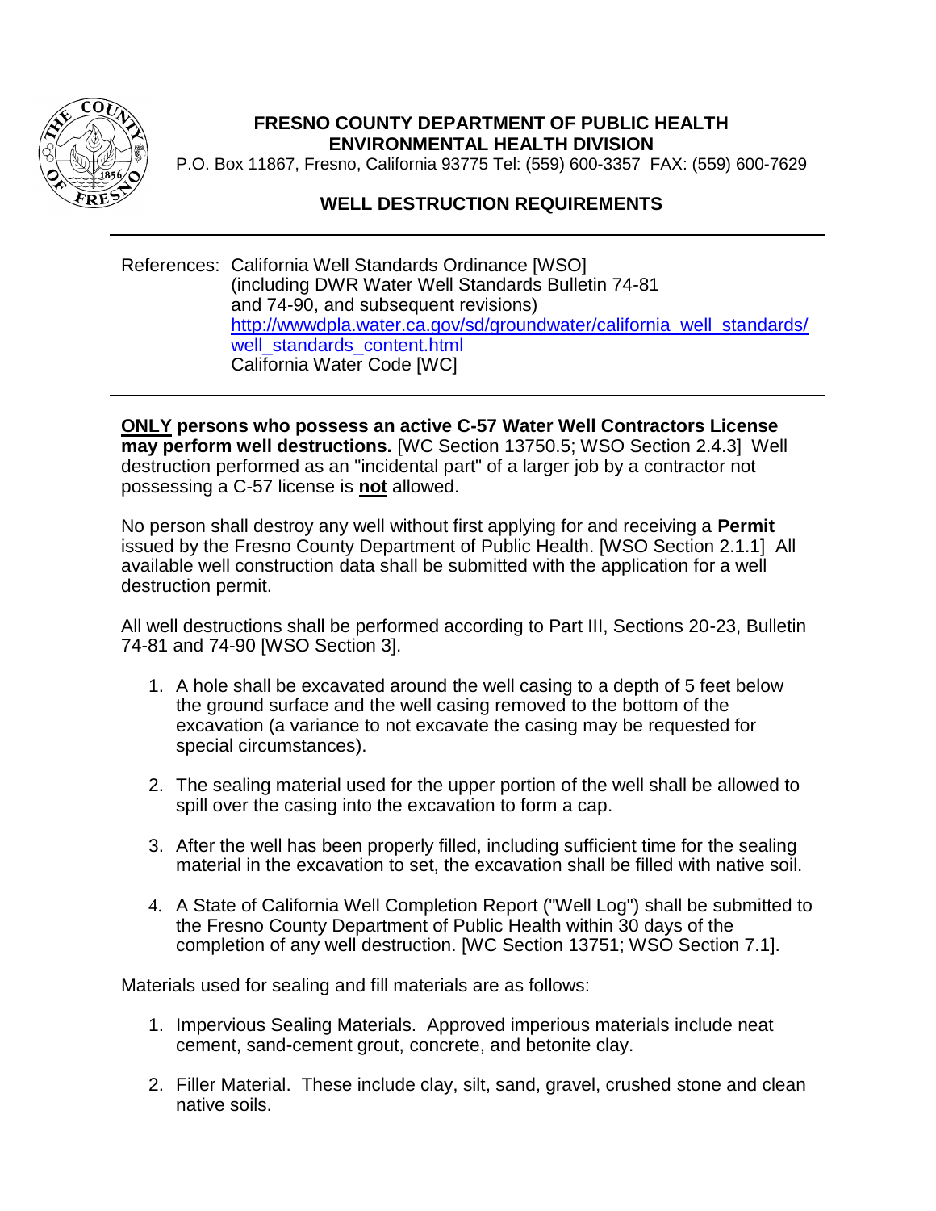**FRESNO COUNTY DEPARTMENT OF PUBLIC HEALTH**
**ENVIRONMENTAL HEALTH DIVISION**

P.O. Box 11867, Fresno, California 93775 Tel: (559) 600-3357 FAX: (559) 600-7629

## WELL DESTRUCTION REQUIREMENTS

---

References: California Well Standards Ordinance [WSO] (including DWR Water Well Standards Bulletin 74-81 and 74-90, and subsequent revisions) [http://wwwdpla.water.ca.gov/sd/groundwater/california_well_standards/well_standards_content.html](http://wwwdpla.water.ca.gov/sd/groundwater/california_well_standards/well_standards_content.html)
California Water Code [WC]

---

**<u>ONLY</u> persons who possess an active C-57 Water Well Contractors License may perform well destructions.** [WC Section 13750.5; WSO Section 2.4.3] Well destruction performed as an "incidental part" of a larger job by a contractor not possessing a C-57 license is **<u>not</u>** allowed.

No person shall destroy any well without first applying for and receiving a **Permit** issued by the Fresno County Department of Public Health. [WSO Section 2.1.1] All available well construction data shall be submitted with the application for a well destruction permit.

All well destructions shall be performed according to Part III, Sections 20-23, Bulletin 74-81 and 74-90 [WSO Section 3].

1. A hole shall be excavated around the well casing to a depth of 5 feet below the ground surface and the well casing removed to the bottom of the excavation (a variance to not excavate the casing may be requested for special circumstances).
2. The sealing material used for the upper portion of the well shall be allowed to spill over the casing into the excavation to form a cap.
3. After the well has been properly filled, including sufficient time for the sealing material in the excavation to set, the excavation shall be filled with native soil.
4. A State of California Well Completion Report ("Well Log") shall be submitted to the Fresno County Department of Public Health within 30 days of the completion of any well destruction. [WC Section 13751; WSO Section 7.1].

Materials used for sealing and fill materials are as follows:

1. Impervious Sealing Materials. Approved imperious materials include neat cement, sand-cement grout, concrete, and betonite clay.
2. Filler Material. These include clay, silt, sand, gravel, crushed stone and clean native soils.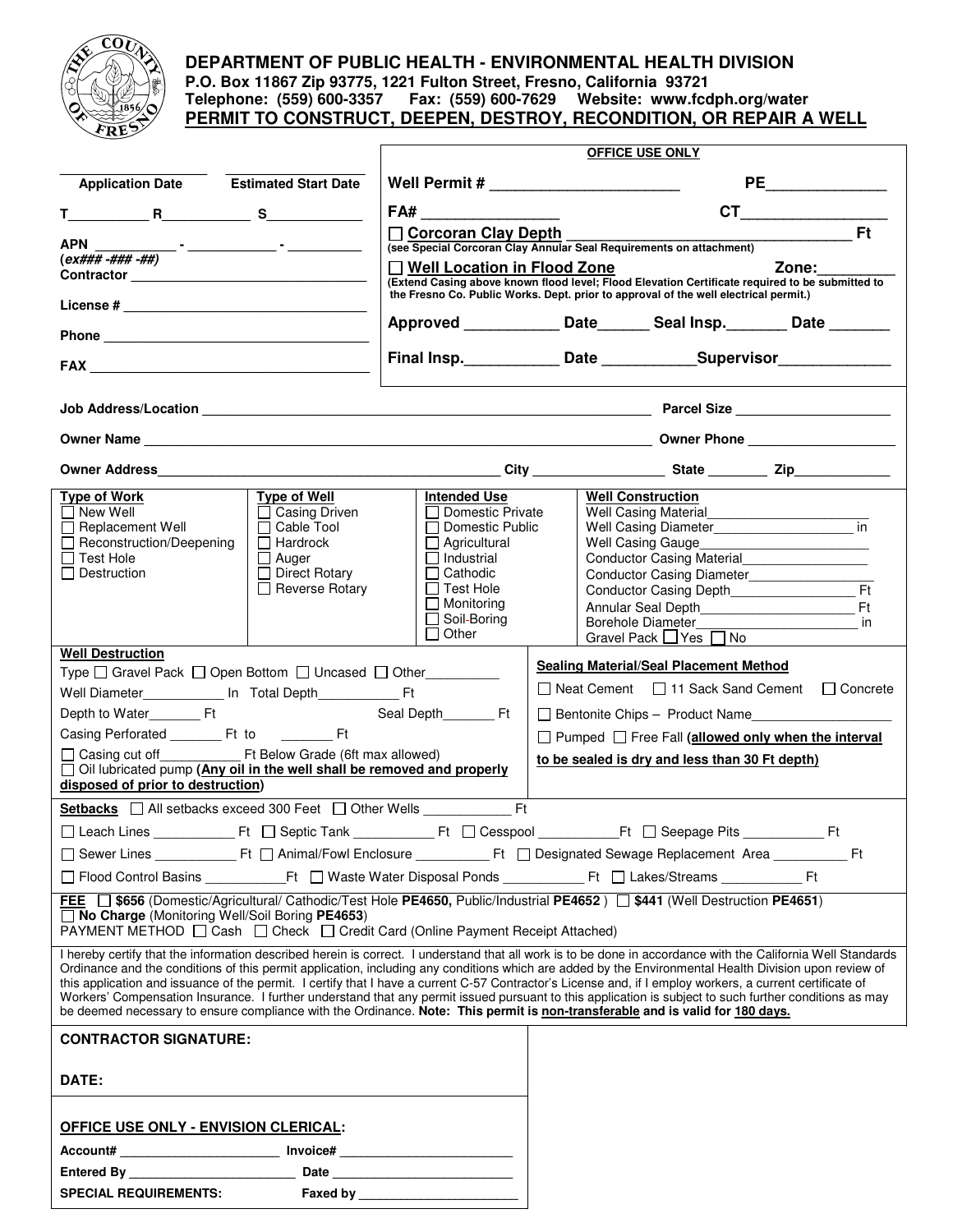# DEPARTMENT OF PUBLIC HEALTH - ENVIRONMENTAL HEALTH DIVISION

**P.O. Box 11867 Zip 93775, 1221 Fulton Street, Fresno, California 93721**
**Telephone: (559) 600-3357 Fax: (559) 600-7629 Website: www.fcdph.org/water**

## PERMIT TO CONSTRUCT, DEEPEN, DESTROY, RECONDITION, OR REPAIR A WELL

____________ Application Date ____________ Estimated Start Date

T__________ R___________ S____________

APN __________ - ___________ - __________
(*ex### -### -##*)

Contractor ________________________________

License # ________________________________

Phone ________________________________

FAX ________________________________

**OFFICE USE ONLY**

**Well Permit #** ______________________ **PE**______________

**FA#** ________________ **CT**________________

☐ **Corcoran Clay Depth** ________________________________ **Ft**
(see Special Corcoran Clay Annular Seal Requirements on attachment)

☐ **Well Location in Flood Zone** **Zone:**_________
(Extend Casing above known flood level; Flood Elevation Certificate required to be submitted to the Fresno Co. Public Works. Dept. prior to approval of the well electrical permit.)

**Approved** __________ **Date**______ **Seal Insp.**_______ **Date** _______

**Final Insp.**__________ **Date** __________**Supervisor**_____________

**Job Address/Location** ________________________________________ **Parcel Size** ____________________

**Owner Name** ________________________________________ **Owner Phone** ____________________

**Owner Address**________________________________ **City** ______________ **State** ________ **Zip**____________

| Type of Work | Type of Well | Intended Use | Well Construction |
|---|---|---|---|
| ☐ New Well<br>☐ Replacement Well<br>☐ Reconstruction/Deepening<br>☐ Test Hole<br>☐ Destruction | ☐ Casing Driven<br>☐ Cable Tool<br>☐ Hardrock<br>☐ Auger<br>☐ Direct Rotary<br>☐ Reverse Rotary | ☐ Domestic Private<br>☐ Domestic Public<br>☐ Agricultural<br>☐ Industrial<br>☐ Cathodic<br>☐ Test Hole<br>☐ Monitoring<br>☐ Soil-Boring<br>☐ Other | Well Casing Material____________________<br>Well Casing Diameter__________________ in<br>Well Casing Gauge______________________<br>Conductor Casing Material_______________<br>Conductor Casing Diameter______________<br>Conductor Casing Depth_______________ Ft<br>Annular Seal Depth___________________ Ft<br>Borehole Diameter____________________ in<br>Gravel Pack ☐ Yes ☐ No |

**Well Destruction**

Type ☐ Gravel Pack ☐ Open Bottom ☐ Uncased ☐ Other__________

Well Diameter__________ In Total Depth__________ Ft

Depth to Water_______ Ft Seal Depth_______ Ft

Casing Perforated _______ Ft to _______ Ft

☐ Casing cut off__________ Ft Below Grade (6ft max allowed)

☐ Oil lubricated pump **(Any oil in the well shall be removed and properly disposed of prior to destruction)**

**Sealing Material/Seal Placement Method**

☐ Neat Cement ☐ 11 Sack Sand Cement ☐ Concrete

☐ Bentonite Chips – Product Name__________________

☐ Pumped ☐ Free Fall **(allowed only when the interval to be sealed is dry and less than 30 Ft depth)**

**Setbacks** ☐ All setbacks exceed 300 Feet ☐ Other Wells ___________ Ft

☐ Leach Lines __________ Ft ☐ Septic Tank __________ Ft ☐ Cesspool __________Ft ☐ Seepage Pits __________ Ft

☐ Sewer Lines __________ Ft ☐ Animal/Fowl Enclosure __________ Ft ☐ Designated Sewage Replacement Area __________ Ft

☐ Flood Control Basins __________Ft ☐ Waste Water Disposal Ponds __________ Ft ☐ Lakes/Streams __________ Ft

**FEE** ☐ **$656** (Domestic/Agricultural/ Cathodic/Test Hole **PE4650,** Public/Industrial **PE4652** ) ☐ **$441** (Well Destruction **PE4651**)
☐ **No Charge** (Monitoring Well/Soil Boring **PE4653**)
PAYMENT METHOD ☐ Cash ☐ Check ☐ Credit Card (Online Payment Receipt Attached)

I hereby certify that the information described herein is correct. I understand that all work is to be done in accordance with the California Well Standards Ordinance and the conditions of this permit application, including any conditions which are added by the Environmental Health Division upon review of this application and issuance of the permit. I certify that I have a current C-57 Contractor's License and, if I employ workers, a current certificate of Workers' Compensation Insurance. I further understand that any permit issued pursuant to this application is subject to such further conditions as may be deemed necessary to ensure compliance with the Ordinance. **Note: This permit is non-transferable and is valid for 180 days.**

**CONTRACTOR SIGNATURE:**

**DATE:**

**OFFICE USE ONLY - ENVISION CLERICAL:**

**Account#** ____________________ **Invoice#** ______________________

**Entered By** ____________________ **Date** ______________________

**SPECIAL REQUIREMENTS:** **Faxed by** ______________________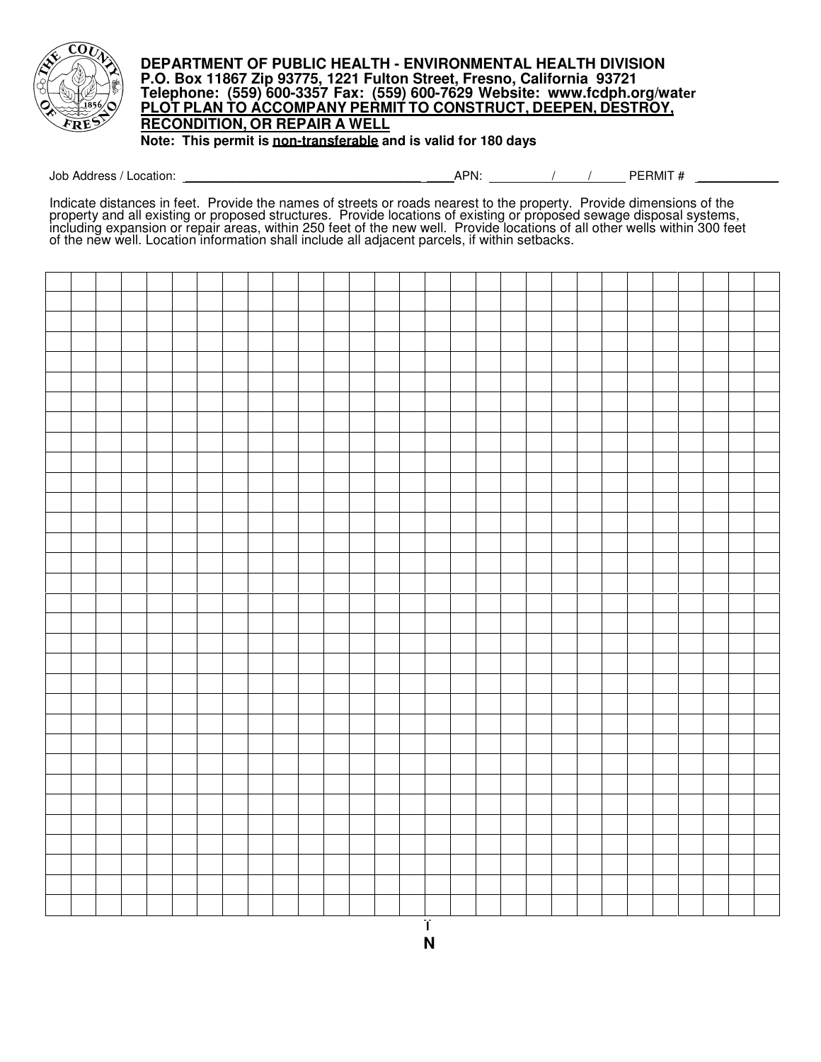**DEPARTMENT OF PUBLIC HEALTH - ENVIRONMENTAL HEALTH DIVISION**
**P.O. Box 11867 Zip 93775, 1221 Fulton Street, Fresno, California 93721**
**Telephone: (559) 600-3357 Fax: (559) 600-7629 Website: www.fcdph.org/water**

# PLOT PLAN TO ACCOMPANY PERMIT TO CONSTRUCT, DEEPEN, DESTROY, RECONDITION, OR REPAIR A WELL

**Note: This permit is non-transferable and is valid for 180 days**

Job Address / Location: ______________________________________ APN: _________/_____/______ PERMIT # ____________

Indicate distances in feet. Provide the names of streets or roads nearest to the property. Provide dimensions of the property and all existing or proposed structures. Provide locations of existing or proposed sewage disposal systems, including expansion or repair areas, within 250 feet of the new well. Provide locations of all other wells within 300 feet of the new well. Location information shall include all adjacent parcels, if within setbacks.

N